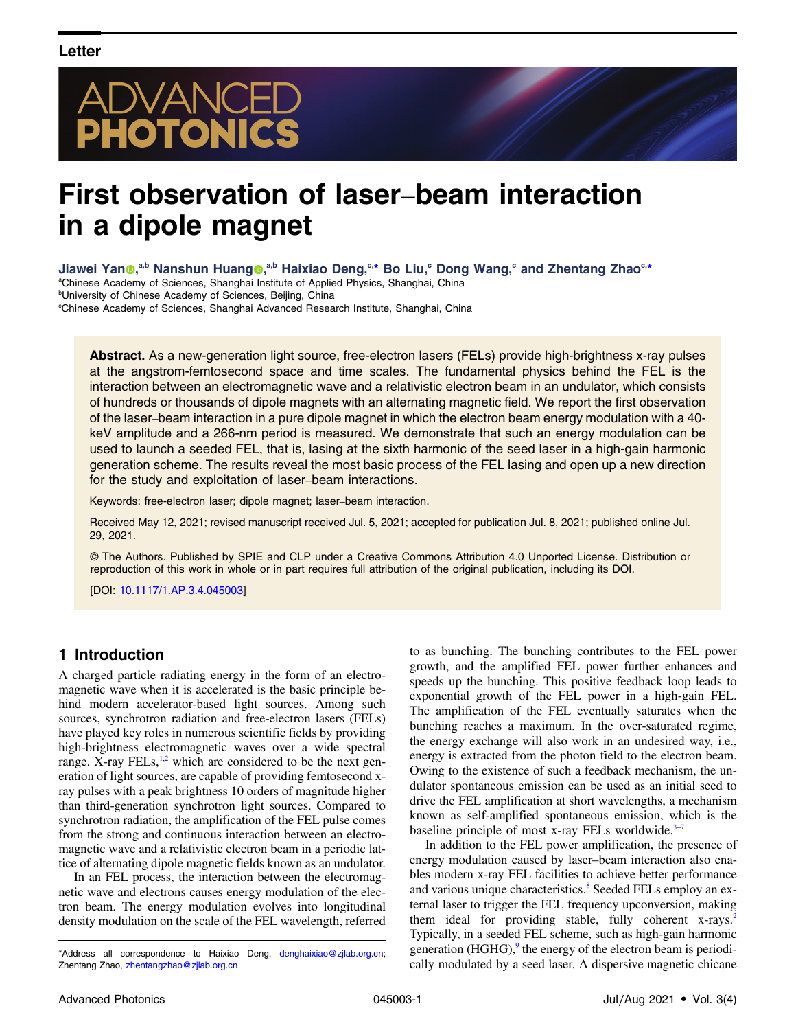Letter

# First observation of laser–beam interaction in a dipole magnet

**Jiawei Yan,[a,b] Nanshun Huang,[a,b] Haixiao Deng,[c,*] Bo Liu,[c] Dong Wang,[c] and Zhentang Zhao[c,*]**

[a]Chinese Academy of Sciences, Shanghai Institute of Applied Physics, Shanghai, China
[b]University of Chinese Academy of Sciences, Beijing, China
[c]Chinese Academy of Sciences, Shanghai Advanced Research Institute, Shanghai, China

**Abstract.** As a new-generation light source, free-electron lasers (FELs) provide high-brightness x-ray pulses at the angstrom-femtosecond space and time scales. The fundamental physics behind the FEL is the interaction between an electromagnetic wave and a relativistic electron beam in an undulator, which consists of hundreds or thousands of dipole magnets with an alternating magnetic field. We report the first observation of the laser–beam interaction in a pure dipole magnet in which the electron beam energy modulation with a 40-keV amplitude and a 266-nm period is measured. We demonstrate that such an energy modulation can be used to launch a seeded FEL, that is, lasing at the sixth harmonic of the seed laser in a high-gain harmonic generation scheme. The results reveal the most basic process of the FEL lasing and open up a new direction for the study and exploitation of laser–beam interactions.

Keywords: free-electron laser; dipole magnet; laser–beam interaction.

Received May 12, 2021; revised manuscript received Jul. 5, 2021; accepted for publication Jul. 8, 2021; published online Jul. 29, 2021.

© The Authors. Published by SPIE and CLP under a Creative Commons Attribution 4.0 Unported License. Distribution or reproduction of this work in whole or in part requires full attribution of the original publication, including its DOI.

[DOI: 10.1117/1.AP.3.4.045003]

## 1 Introduction

A charged particle radiating energy in the form of an electromagnetic wave when it is accelerated is the basic principle behind modern accelerator-based light sources. Among such sources, synchrotron radiation and free-electron lasers (FELs) have played key roles in numerous scientific fields by providing high-brightness electromagnetic waves over a wide spectral range. X-ray FELs,[1,2] which are considered to be the next generation of light sources, are capable of providing femtosecond x-ray pulses with a peak brightness 10 orders of magnitude higher than third-generation synchrotron light sources. Compared to synchrotron radiation, the amplification of the FEL pulse comes from the strong and continuous interaction between an electromagnetic wave and a relativistic electron beam in a periodic lattice of alternating dipole magnetic fields known as an undulator.

In an FEL process, the interaction between the electromagnetic wave and electrons causes energy modulation of the electron beam. The energy modulation evolves into longitudinal density modulation on the scale of the FEL wavelength, referred to as bunching. The bunching contributes to the FEL power growth, and the amplified FEL power further enhances and speeds up the bunching. This positive feedback loop leads to exponential growth of the FEL power in a high-gain FEL. The amplification of the FEL eventually saturates when the bunching reaches a maximum. In the over-saturated regime, the energy exchange will also work in an undesired way, i.e., energy is extracted from the photon field to the electron beam. Owing to the existence of such a feedback mechanism, the undulator spontaneous emission can be used as an initial seed to drive the FEL amplification at short wavelengths, a mechanism known as self-amplified spontaneous emission, which is the baseline principle of most x-ray FELs worldwide.[3–7]

In addition to the FEL power amplification, the presence of energy modulation caused by laser–beam interaction also enables modern x-ray FEL facilities to achieve better performance and various unique characteristics.[8] Seeded FELs employ an external laser to trigger the FEL frequency upconversion, making them ideal for providing stable, fully coherent x-rays.[2] Typically, in a seeded FEL scheme, such as high-gain harmonic generation (HGHG),[9] the energy of the electron beam is periodically modulated by a seed laser. A dispersive magnetic chicane

*Address all correspondence to Haixiao Deng, denghaixiao@zjlab.org.cn; Zhentang Zhao, zhentangzhao@zjlab.org.cn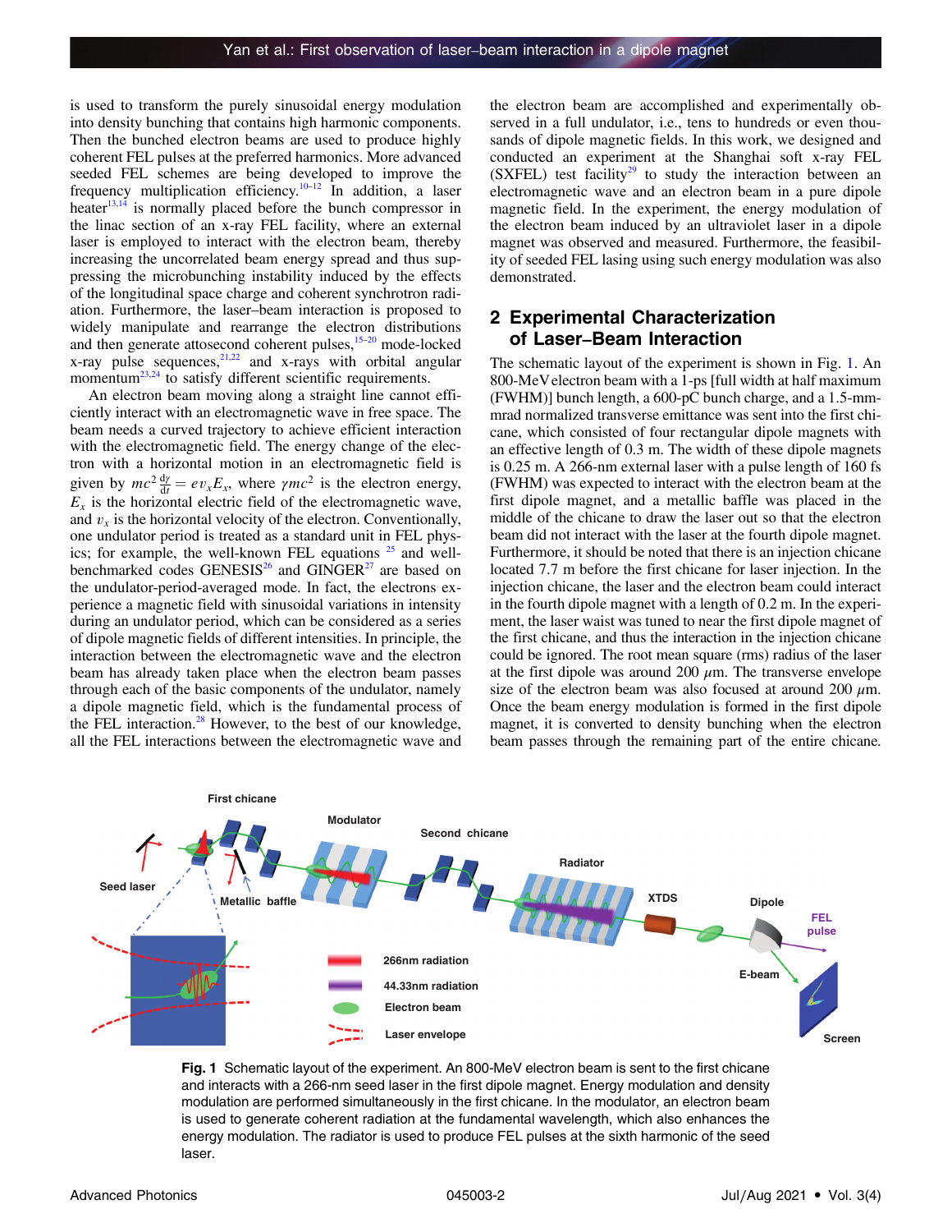is used to transform the purely sinusoidal energy modulation into density bunching that contains high harmonic components. Then the bunched electron beams are used to produce highly coherent FEL pulses at the preferred harmonics. More advanced seeded FEL schemes are being developed to improve the frequency multiplication efficiency.[10–12] In addition, a laser heater[13,14] is normally placed before the bunch compressor in the linac section of an x-ray FEL facility, where an external laser is employed to interact with the electron beam, thereby increasing the uncorrelated beam energy spread and thus suppressing the microbunching instability induced by the effects of the longitudinal space charge and coherent synchrotron radiation. Furthermore, the laser–beam interaction is proposed to widely manipulate and rearrange the electron distributions and then generate attosecond coherent pulses,[15–20] mode-locked x-ray pulse sequences,[21,22] and x-rays with orbital angular momentum[23,24] to satisfy different scientific requirements.

An electron beam moving along a straight line cannot efficiently interact with an electromagnetic wave in free space. The beam needs a curved trajectory to achieve efficient interaction with the electromagnetic field. The energy change of the electron with a horizontal motion in an electromagnetic field is given by $mc^2 \frac{d\gamma}{dt} = ev_x E_x$, where $\gamma mc^2$ is the electron energy, $E_x$ is the horizontal electric field of the electromagnetic wave, and $v_x$ is the horizontal velocity of the electron. Conventionally, one undulator period is treated as a standard unit in FEL physics; for example, the well-known FEL equations [25] and well-benchmarked codes GENESIS[26] and GINGER[27] are based on the undulator-period-averaged mode. In fact, the electrons experience a magnetic field with sinusoidal variations in intensity during an undulator period, which can be considered as a series of dipole magnetic fields of different intensities. In principle, the interaction between the electromagnetic wave and the electron beam has already taken place when the electron beam passes through each of the basic components of the undulator, namely a dipole magnetic field, which is the fundamental process of the FEL interaction.[28] However, to the best of our knowledge, all the FEL interactions between the electromagnetic wave and the electron beam are accomplished and experimentally observed in a full undulator, i.e., tens to hundreds or even thousands of dipole magnetic fields. In this work, we designed and conducted an experiment at the Shanghai soft x-ray FEL (SXFEL) test facility[29] to study the interaction between an electromagnetic wave and an electron beam in a pure dipole magnetic field. In the experiment, the energy modulation of the electron beam induced by an ultraviolet laser in a dipole magnet was observed and measured. Furthermore, the feasibility of seeded FEL lasing using such energy modulation was also demonstrated.

## 2 Experimental Characterization of Laser–Beam Interaction

The schematic layout of the experiment is shown in Fig. 1. An 800-MeV electron beam with a 1-ps [full width at half maximum (FWHM)] bunch length, a 600-pC bunch charge, and a 1.5-mm-mrad normalized transverse emittance was sent into the first chicane, which consisted of four rectangular dipole magnets with an effective length of 0.3 m. The width of these dipole magnets is 0.25 m. A 266-nm external laser with a pulse length of 160 fs (FWHM) was expected to interact with the electron beam at the first dipole magnet, and a metallic baffle was placed in the middle of the chicane to draw the laser out so that the electron beam did not interact with the laser at the fourth dipole magnet. Furthermore, it should be noted that there is an injection chicane located 7.7 m before the first chicane for laser injection. In the injection chicane, the laser and the electron beam could interact in the fourth dipole magnet with a length of 0.2 m. In the experiment, the laser waist was tuned to near the first dipole magnet of the first chicane, and thus the interaction in the injection chicane could be ignored. The root mean square (rms) radius of the laser at the first dipole was around 200 $\mu$m. The transverse envelope size of the electron beam was also focused at around 200 $\mu$m. Once the beam energy modulation is formed in the first dipole magnet, it is converted to density bunching when the electron beam passes through the remaining part of the entire chicane.

**Fig. 1** Schematic layout of the experiment. An 800-MeV electron beam is sent to the first chicane and interacts with a 266-nm seed laser in the first dipole magnet. Energy modulation and density modulation are performed simultaneously in the first chicane. In the modulator, an electron beam is used to generate coherent radiation at the fundamental wavelength, which also enhances the energy modulation. The radiator is used to produce FEL pulses at the sixth harmonic of the seed laser.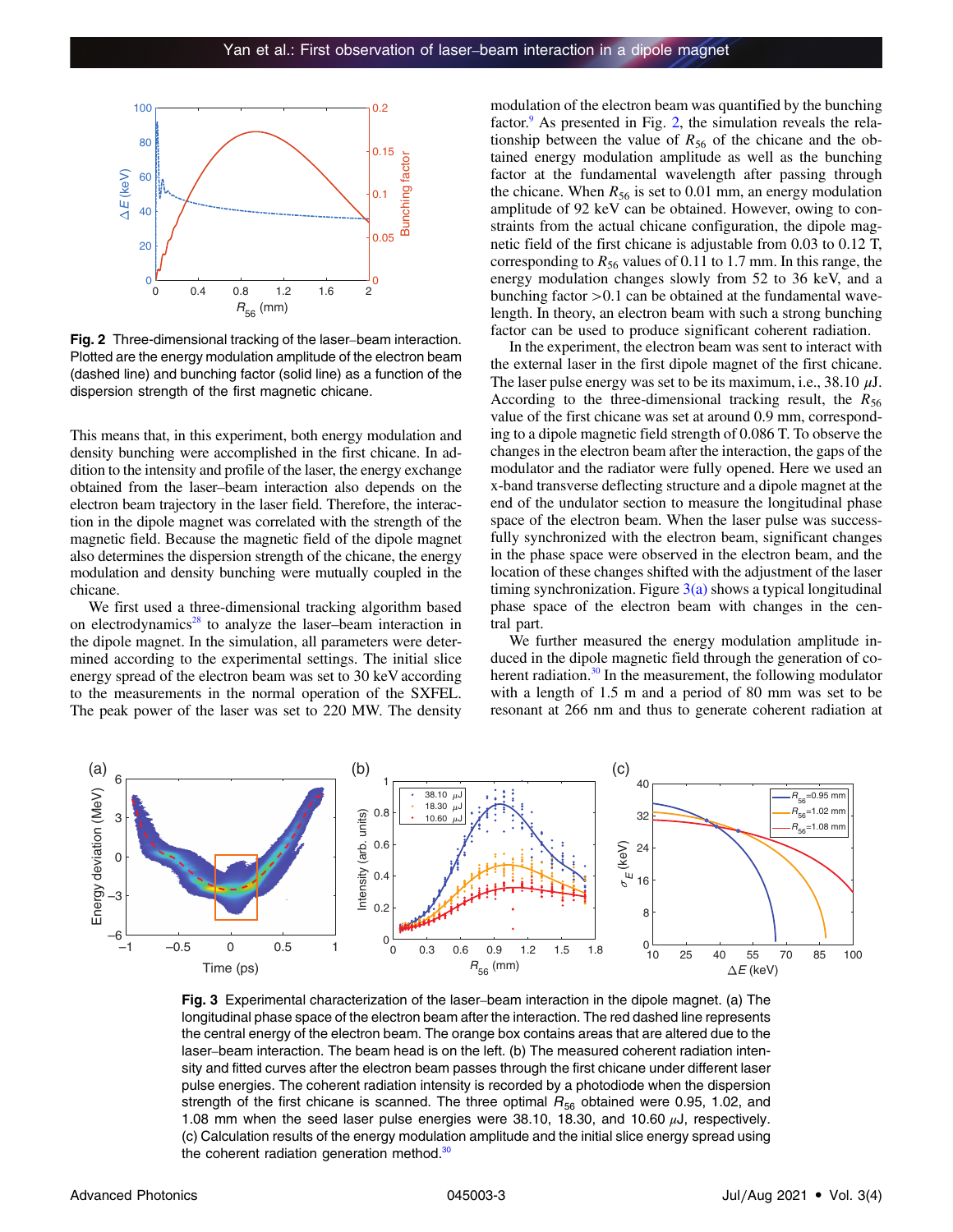Fig. 2 Three-dimensional tracking of the laser–beam interaction. Plotted are the energy modulation amplitude of the electron beam (dashed line) and bunching factor (solid line) as a function of the dispersion strength of the first magnetic chicane.

This means that, in this experiment, both energy modulation and density bunching were accomplished in the first chicane. In addition to the intensity and profile of the laser, the energy exchange obtained from the laser–beam interaction also depends on the electron beam trajectory in the laser field. Therefore, the interaction in the dipole magnet was correlated with the strength of the magnetic field. Because the magnetic field of the dipole magnet also determines the dispersion strength of the chicane, the energy modulation and density bunching were mutually coupled in the chicane.

We first used a three-dimensional tracking algorithm based on electrodynamics[28] to analyze the laser–beam interaction in the dipole magnet. In the simulation, all parameters were determined according to the experimental settings. The initial slice energy spread of the electron beam was set to 30 keV according to the measurements in the normal operation of the SXFEL. The peak power of the laser was set to 220 MW. The density modulation of the electron beam was quantified by the bunching factor.[9] As presented in Fig. 2, the simulation reveals the relationship between the value of $R_{56}$ of the chicane and the obtained energy modulation amplitude as well as the bunching factor at the fundamental wavelength after passing through the chicane. When $R_{56}$ is set to 0.01 mm, an energy modulation amplitude of 92 keV can be obtained. However, owing to constraints from the actual chicane configuration, the dipole magnetic field of the first chicane is adjustable from 0.03 to 0.12 T, corresponding to $R_{56}$ values of 0.11 to 1.7 mm. In this range, the energy modulation changes slowly from 52 to 36 keV, and a bunching factor >0.1 can be obtained at the fundamental wavelength. In theory, an electron beam with such a strong bunching factor can be used to produce significant coherent radiation.

In the experiment, the electron beam was sent to interact with the external laser in the first dipole magnet of the first chicane. The laser pulse energy was set to be its maximum, i.e., 38.10 $\mu$J. According to the three-dimensional tracking result, the $R_{56}$ value of the first chicane was set at around 0.9 mm, corresponding to a dipole magnetic field strength of 0.086 T. To observe the changes in the electron beam after the interaction, the gaps of the modulator and the radiator were fully opened. Here we used an x-band transverse deflecting structure and a dipole magnet at the end of the undulator section to measure the longitudinal phase space of the electron beam. When the laser pulse was successfully synchronized with the electron beam, significant changes in the phase space were observed in the electron beam, and the location of these changes shifted with the adjustment of the laser timing synchronization. Figure 3(a) shows a typical longitudinal phase space of the electron beam with changes in the central part.

We further measured the energy modulation amplitude induced in the dipole magnetic field through the generation of coherent radiation.[30] In the measurement, the following modulator with a length of 1.5 m and a period of 80 mm was set to be resonant at 266 nm and thus to generate coherent radiation at

Fig. 3 Experimental characterization of the laser–beam interaction in the dipole magnet. (a) The longitudinal phase space of the electron beam after the interaction. The red dashed line represents the central energy of the electron beam. The orange box contains areas that are altered due to the laser–beam interaction. The beam head is on the left. (b) The measured coherent radiation intensity and fitted curves after the electron beam passes through the first chicane under different laser pulse energies. The coherent radiation intensity is recorded by a photodiode when the dispersion strength of the first chicane is scanned. The three optimal $R_{56}$ obtained were 0.95, 1.02, and 1.08 mm when the seed laser pulse energies were 38.10, 18.30, and 10.60 $\mu$J, respectively. (c) Calculation results of the energy modulation amplitude and the initial slice energy spread using the coherent radiation generation method.[30]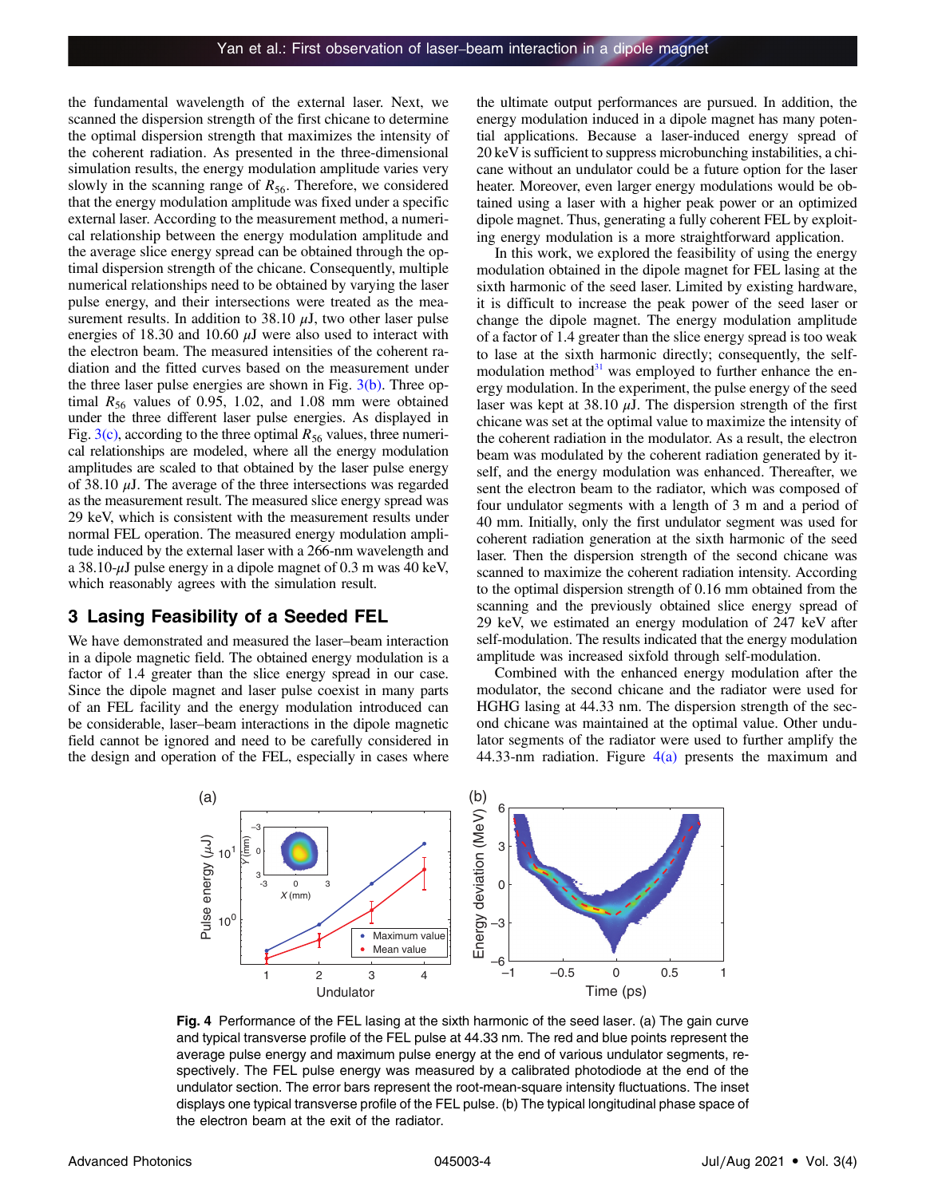the fundamental wavelength of the external laser. Next, we scanned the dispersion strength of the first chicane to determine the optimal dispersion strength that maximizes the intensity of the coherent radiation. As presented in the three-dimensional simulation results, the energy modulation amplitude varies very slowly in the scanning range of $R_{56}$. Therefore, we considered that the energy modulation amplitude was fixed under a specific external laser. According to the measurement method, a numerical relationship between the energy modulation amplitude and the average slice energy spread can be obtained through the optimal dispersion strength of the chicane. Consequently, multiple numerical relationships need to be obtained by varying the laser pulse energy, and their intersections were treated as the measurement results. In addition to 38.10 $\mu$J, two other laser pulse energies of 18.30 and 10.60 $\mu$J were also used to interact with the electron beam. The measured intensities of the coherent radiation and the fitted curves based on the measurement under the three laser pulse energies are shown in Fig. 3(b). Three optimal $R_{56}$ values of 0.95, 1.02, and 1.08 mm were obtained under the three different laser pulse energies. As displayed in Fig. 3(c), according to the three optimal $R_{56}$ values, three numerical relationships are modeled, where all the energy modulation amplitudes are scaled to that obtained by the laser pulse energy of 38.10 $\mu$J. The average of the three intersections was regarded as the measurement result. The measured slice energy spread was 29 keV, which is consistent with the measurement results under normal FEL operation. The measured energy modulation amplitude induced by the external laser with a 266-nm wavelength and a 38.10-$\mu$J pulse energy in a dipole magnet of 0.3 m was 40 keV, which reasonably agrees with the simulation result.

## 3 Lasing Feasibility of a Seeded FEL

We have demonstrated and measured the laser–beam interaction in a dipole magnetic field. The obtained energy modulation is a factor of 1.4 greater than the slice energy spread in our case. Since the dipole magnet and laser pulse coexist in many parts of an FEL facility and the energy modulation introduced can be considerable, laser–beam interactions in the dipole magnetic field cannot be ignored and need to be carefully considered in the design and operation of the FEL, especially in cases where the ultimate output performances are pursued. In addition, the energy modulation induced in a dipole magnet has many potential applications. Because a laser-induced energy spread of 20 keV is sufficient to suppress microbunching instabilities, a chicane without an undulator could be a future option for the laser heater. Moreover, even larger energy modulations would be obtained using a laser with a higher peak power or an optimized dipole magnet. Thus, generating a fully coherent FEL by exploiting energy modulation is a more straightforward application.

In this work, we explored the feasibility of using the energy modulation obtained in the dipole magnet for FEL lasing at the sixth harmonic of the seed laser. Limited by existing hardware, it is difficult to increase the peak power of the seed laser or change the dipole magnet. The energy modulation amplitude of a factor of 1.4 greater than the slice energy spread is too weak to lase at the sixth harmonic directly; consequently, the self-modulation method[31] was employed to further enhance the energy modulation. In the experiment, the pulse energy of the seed laser was kept at 38.10 $\mu$J. The dispersion strength of the first chicane was set at the optimal value to maximize the intensity of the coherent radiation in the modulator. As a result, the electron beam was modulated by the coherent radiation generated by itself, and the energy modulation was enhanced. Thereafter, we sent the electron beam to the radiator, which was composed of four undulator segments with a length of 3 m and a period of 40 mm. Initially, only the first undulator segment was used for coherent radiation generation at the sixth harmonic of the seed laser. Then the dispersion strength of the second chicane was scanned to maximize the coherent radiation intensity. According to the optimal dispersion strength of 0.16 mm obtained from the scanning and the previously obtained slice energy spread of 29 keV, we estimated an energy modulation of 247 keV after self-modulation. The results indicated that the energy modulation amplitude was increased sixfold through self-modulation.

Combined with the enhanced energy modulation after the modulator, the second chicane and the radiator were used for HGHG lasing at 44.33 nm. The dispersion strength of the second chicane was maintained at the optimal value. Other undulator segments of the radiator were used to further amplify the 44.33-nm radiation. Figure 4(a) presents the maximum and

**Fig. 4** Performance of the FEL lasing at the sixth harmonic of the seed laser. (a) The gain curve and typical transverse profile of the FEL pulse at 44.33 nm. The red and blue points represent the average pulse energy and maximum pulse energy at the end of various undulator segments, respectively. The FEL pulse energy was measured by a calibrated photodiode at the end of the undulator section. The error bars represent the root-mean-square intensity fluctuations. The inset displays one typical transverse profile of the FEL pulse. (b) The typical longitudinal phase space of the electron beam at the exit of the radiator.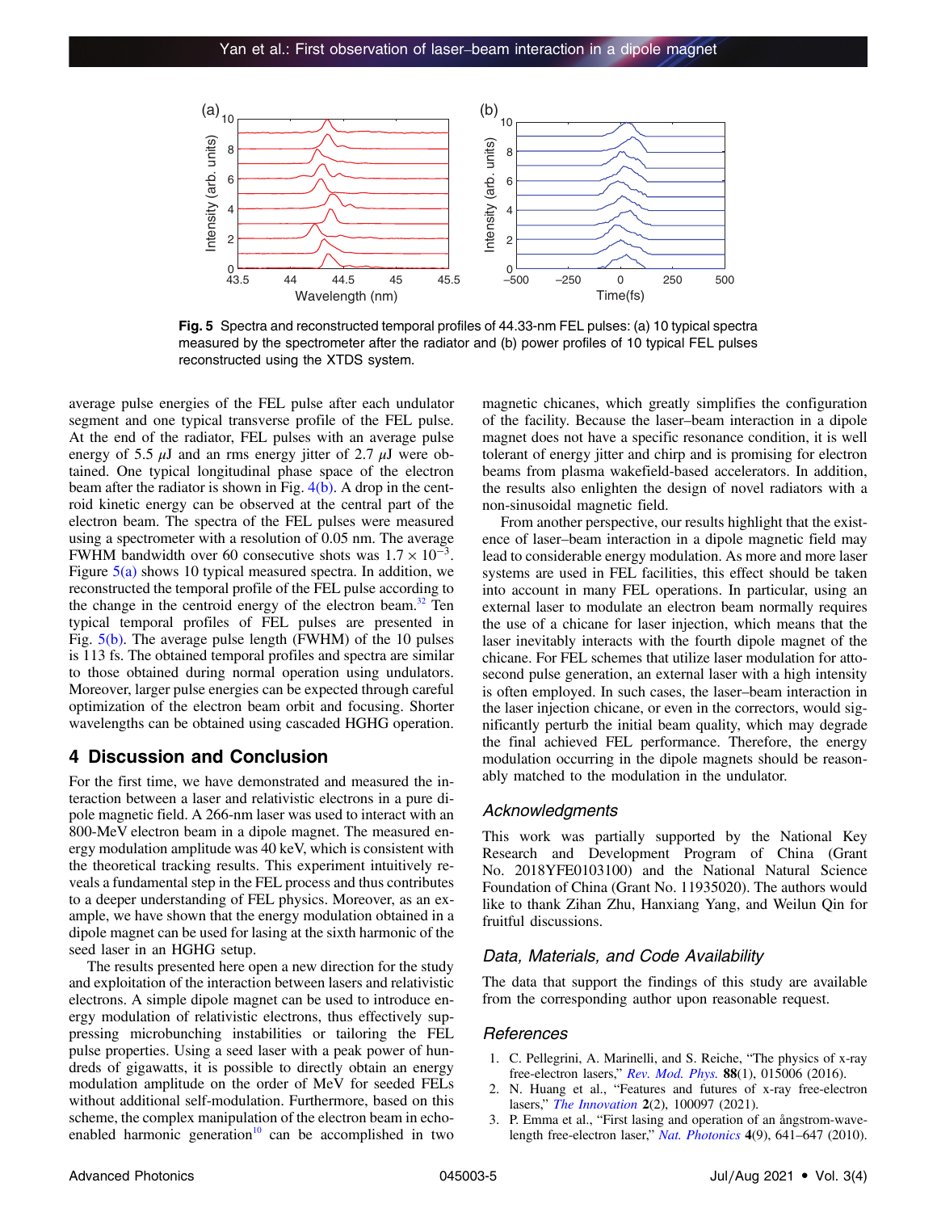Fig. 5 Spectra and reconstructed temporal profiles of 44.33-nm FEL pulses: (a) 10 typical spectra measured by the spectrometer after the radiator and (b) power profiles of 10 typical FEL pulses reconstructed using the XTDS system.

average pulse energies of the FEL pulse after each undulator segment and one typical transverse profile of the FEL pulse. At the end of the radiator, FEL pulses with an average pulse energy of 5.5 $\mu$J and an rms energy jitter of 2.7 $\mu$J were obtained. One typical longitudinal phase space of the electron beam after the radiator is shown in Fig. 4(b). A drop in the centroid kinetic energy can be observed at the central part of the electron beam. The spectra of the FEL pulses were measured using a spectrometer with a resolution of 0.05 nm. The average FWHM bandwidth over 60 consecutive shots was $1.7 \times 10^{-3}$. Figure 5(a) shows 10 typical measured spectra. In addition, we reconstructed the temporal profile of the FEL pulse according to the change in the centroid energy of the electron beam.[32] Ten typical temporal profiles of FEL pulses are presented in Fig. 5(b). The average pulse length (FWHM) of the 10 pulses is 113 fs. The obtained temporal profiles and spectra are similar to those obtained during normal operation using undulators. Moreover, larger pulse energies can be expected through careful optimization of the electron beam orbit and focusing. Shorter wavelengths can be obtained using cascaded HGHG operation.

## 4 Discussion and Conclusion

For the first time, we have demonstrated and measured the interaction between a laser and relativistic electrons in a pure dipole magnetic field. A 266-nm laser was used to interact with an 800-MeV electron beam in a dipole magnet. The measured energy modulation amplitude was 40 keV, which is consistent with the theoretical tracking results. This experiment intuitively reveals a fundamental step in the FEL process and thus contributes to a deeper understanding of FEL physics. Moreover, as an example, we have shown that the energy modulation obtained in a dipole magnet can be used for lasing at the sixth harmonic of the seed laser in an HGHG setup.

The results presented here open a new direction for the study and exploitation of the interaction between lasers and relativistic electrons. A simple dipole magnet can be used to introduce energy modulation of relativistic electrons, thus effectively suppressing microbunching instabilities or tailoring the FEL pulse properties. Using a seed laser with a peak power of hundreds of gigawatts, it is possible to directly obtain an energy modulation amplitude on the order of MeV for seeded FELs without additional self-modulation. Furthermore, based on this scheme, the complex manipulation of the electron beam in echo-enabled harmonic generation[10] can be accomplished in two magnetic chicanes, which greatly simplifies the configuration of the facility. Because the laser–beam interaction in a dipole magnet does not have a specific resonance condition, it is well tolerant of energy jitter and chirp and is promising for electron beams from plasma wakefield-based accelerators. In addition, the results also enlighten the design of novel radiators with a non-sinusoidal magnetic field.

From another perspective, our results highlight that the existence of laser–beam interaction in a dipole magnetic field may lead to considerable energy modulation. As more and more laser systems are used in FEL facilities, this effect should be taken into account in many FEL operations. In particular, using an external laser to modulate an electron beam normally requires the use of a chicane for laser injection, which means that the laser inevitably interacts with the fourth dipole magnet of the chicane. For FEL schemes that utilize laser modulation for attosecond pulse generation, an external laser with a high intensity is often employed. In such cases, the laser–beam interaction in the laser injection chicane, or even in the correctors, would significantly perturb the initial beam quality, which may degrade the final achieved FEL performance. Therefore, the energy modulation occurring in the dipole magnets should be reasonably matched to the modulation in the undulator.

### Acknowledgments

This work was partially supported by the National Key Research and Development Program of China (Grant No. 2018YFE0103100) and the National Natural Science Foundation of China (Grant No. 11935020). The authors would like to thank Zihan Zhu, Hanxiang Yang, and Weilun Qin for fruitful discussions.

### Data, Materials, and Code Availability

The data that support the findings of this study are available from the corresponding author upon reasonable request.

### References

1. C. Pellegrini, A. Marinelli, and S. Reiche, "The physics of x-ray free-electron lasers," *Rev. Mod. Phys.* **88**(1), 015006 (2016).
2. N. Huang et al., "Features and futures of x-ray free-electron lasers," *The Innovation* **2**(2), 100097 (2021).
3. P. Emma et al., "First lasing and operation of an ångstrom-wavelength free-electron laser," *Nat. Photonics* **4**(9), 641–647 (2010).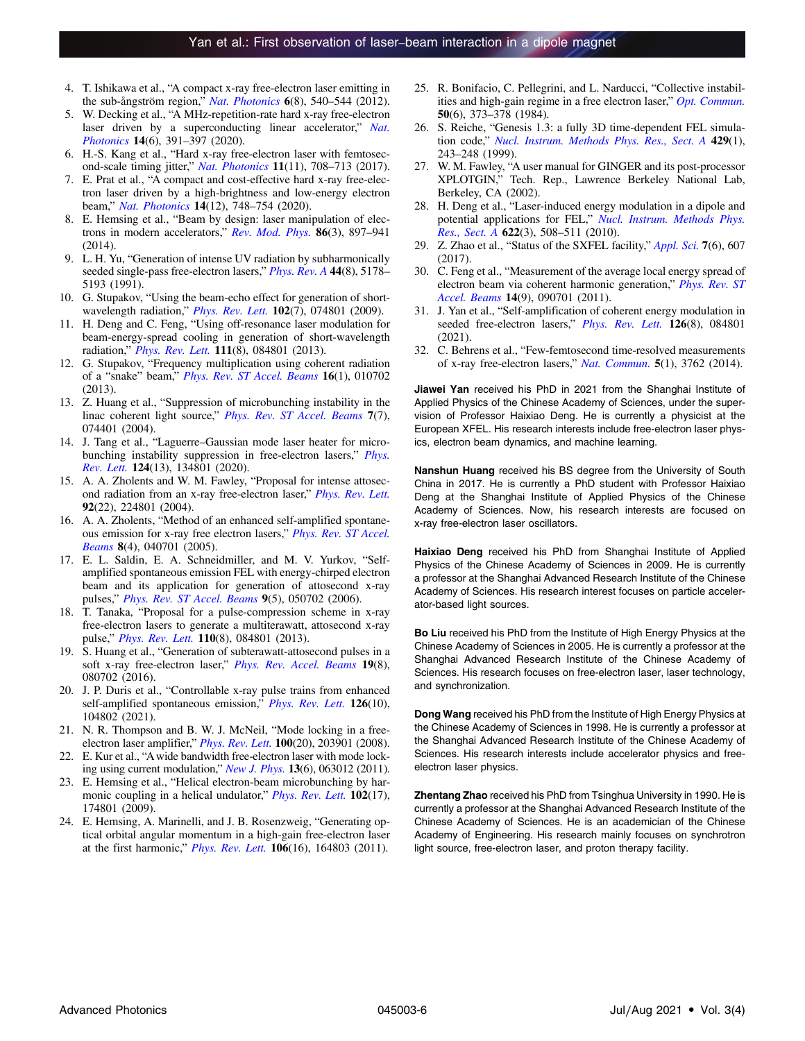4. T. Ishikawa et al., "A compact x-ray free-electron laser emitting in the sub-ångström region," *Nat. Photonics* **6**(8), 540–544 (2012).
5. W. Decking et al., "A MHz-repetition-rate hard x-ray free-electron laser driven by a superconducting linear accelerator," *Nat. Photonics* **14**(6), 391–397 (2020).
6. H.-S. Kang et al., "Hard x-ray free-electron laser with femtosecond-scale timing jitter," *Nat. Photonics* **11**(11), 708–713 (2017).
7. E. Prat et al., "A compact and cost-effective hard x-ray free-electron laser driven by a high-brightness and low-energy electron beam," *Nat. Photonics* **14**(12), 748–754 (2020).
8. E. Hemsing et al., "Beam by design: laser manipulation of electrons in modern accelerators," *Rev. Mod. Phys.* **86**(3), 897–941 (2014).
9. L. H. Yu, "Generation of intense UV radiation by subharmonically seeded single-pass free-electron lasers," *Phys. Rev. A* **44**(8), 5178–5193 (1991).
10. G. Stupakov, "Using the beam-echo effect for generation of short-wavelength radiation," *Phys. Rev. Lett.* **102**(7), 074801 (2009).
11. H. Deng and C. Feng, "Using off-resonance laser modulation for beam-energy-spread cooling in generation of short-wavelength radiation," *Phys. Rev. Lett.* **111**(8), 084801 (2013).
12. G. Stupakov, "Frequency multiplication using coherent radiation of a "snake" beam," *Phys. Rev. ST Accel. Beams* **16**(1), 010702 (2013).
13. Z. Huang et al., "Suppression of microbunching instability in the linac coherent light source," *Phys. Rev. ST Accel. Beams* **7**(7), 074401 (2004).
14. J. Tang et al., "Laguerre–Gaussian mode laser heater for microbunching instability suppression in free-electron lasers," *Phys. Rev. Lett.* **124**(13), 134801 (2020).
15. A. A. Zholents and W. M. Fawley, "Proposal for intense attosecond radiation from an x-ray free-electron laser," *Phys. Rev. Lett.* **92**(22), 224801 (2004).
16. A. A. Zholents, "Method of an enhanced self-amplified spontaneous emission for x-ray free electron lasers," *Phys. Rev. ST Accel. Beams* **8**(4), 040701 (2005).
17. E. L. Saldin, E. A. Schneidmiller, and M. V. Yurkov, "Self-amplified spontaneous emission FEL with energy-chirped electron beam and its application for generation of attosecond x-ray pulses," *Phys. Rev. ST Accel. Beams* **9**(5), 050702 (2006).
18. T. Tanaka, "Proposal for a pulse-compression scheme in x-ray free-electron lasers to generate a multiterawatt, attosecond x-ray pulse," *Phys. Rev. Lett.* **110**(8), 084801 (2013).
19. S. Huang et al., "Generation of subterawatt-attosecond pulses in a soft x-ray free-electron laser," *Phys. Rev. Accel. Beams* **19**(8), 080702 (2016).
20. J. P. Duris et al., "Controllable x-ray pulse trains from enhanced self-amplified spontaneous emission," *Phys. Rev. Lett.* **126**(10), 104802 (2021).
21. N. R. Thompson and B. W. J. McNeil, "Mode locking in a free-electron laser amplifier," *Phys. Rev. Lett.* **100**(20), 203901 (2008).
22. E. Kur et al., "A wide bandwidth free-electron laser with mode locking using current modulation," *New J. Phys.* **13**(6), 063012 (2011).
23. E. Hemsing et al., "Helical electron-beam microbunching by harmonic coupling in a helical undulator," *Phys. Rev. Lett.* **102**(17), 174801 (2009).
24. E. Hemsing, A. Marinelli, and J. B. Rosenzweig, "Generating optical orbital angular momentum in a high-gain free-electron laser at the first harmonic," *Phys. Rev. Lett.* **106**(16), 164803 (2011).
25. R. Bonifacio, C. Pellegrini, and L. Narducci, "Collective instabilities and high-gain regime in a free electron laser," *Opt. Commun.* **50**(6), 373–378 (1984).
26. S. Reiche, "Genesis 1.3: a fully 3D time-dependent FEL simulation code," *Nucl. Instrum. Methods Phys. Res., Sect. A* **429**(1), 243–248 (1999).
27. W. M. Fawley, "A user manual for GINGER and its post-processor XPLOTGIN," Tech. Rep., Lawrence Berkeley National Lab, Berkeley, CA (2002).
28. H. Deng et al., "Laser-induced energy modulation in a dipole and potential applications for FEL," *Nucl. Instrum. Methods Phys. Res., Sect. A* **622**(3), 508–511 (2010).
29. Z. Zhao et al., "Status of the SXFEL facility," *Appl. Sci.* **7**(6), 607 (2017).
30. C. Feng et al., "Measurement of the average local energy spread of electron beam via coherent harmonic generation," *Phys. Rev. ST Accel. Beams* **14**(9), 090701 (2011).
31. J. Yan et al., "Self-amplification of coherent energy modulation in seeded free-electron lasers," *Phys. Rev. Lett.* **126**(8), 084801 (2021).
32. C. Behrens et al., "Few-femtosecond time-resolved measurements of x-ray free-electron lasers," *Nat. Commun.* **5**(1), 3762 (2014).

**Jiawei Yan** received his PhD in 2021 from the Shanghai Institute of Applied Physics of the Chinese Academy of Sciences, under the supervision of Professor Haixiao Deng. He is currently a physicist at the European XFEL. His research interests include free-electron laser physics, electron beam dynamics, and machine learning.

**Nanshun Huang** received his BS degree from the University of South China in 2017. He is currently a PhD student with Professor Haixiao Deng at the Shanghai Institute of Applied Physics of the Chinese Academy of Sciences. Now, his research interests are focused on x-ray free-electron laser oscillators.

**Haixiao Deng** received his PhD from Shanghai Institute of Applied Physics of the Chinese Academy of Sciences in 2009. He is currently a professor at the Shanghai Advanced Research Institute of the Chinese Academy of Sciences. His research interest focuses on particle accelerator-based light sources.

**Bo Liu** received his PhD from the Institute of High Energy Physics at the Chinese Academy of Sciences in 2005. He is currently a professor at the Shanghai Advanced Research Institute of the Chinese Academy of Sciences. His research focuses on free-electron laser, laser technology, and synchronization.

**Dong Wang** received his PhD from the Institute of High Energy Physics at the Chinese Academy of Sciences in 1998. He is currently a professor at the Shanghai Advanced Research Institute of the Chinese Academy of Sciences. His research interests include accelerator physics and free-electron laser physics.

**Zhentang Zhao** received his PhD from Tsinghua University in 1990. He is currently a professor at the Shanghai Advanced Research Institute of the Chinese Academy of Sciences. He is an academician of the Chinese Academy of Engineering. His research mainly focuses on synchrotron light source, free-electron laser, and proton therapy facility.